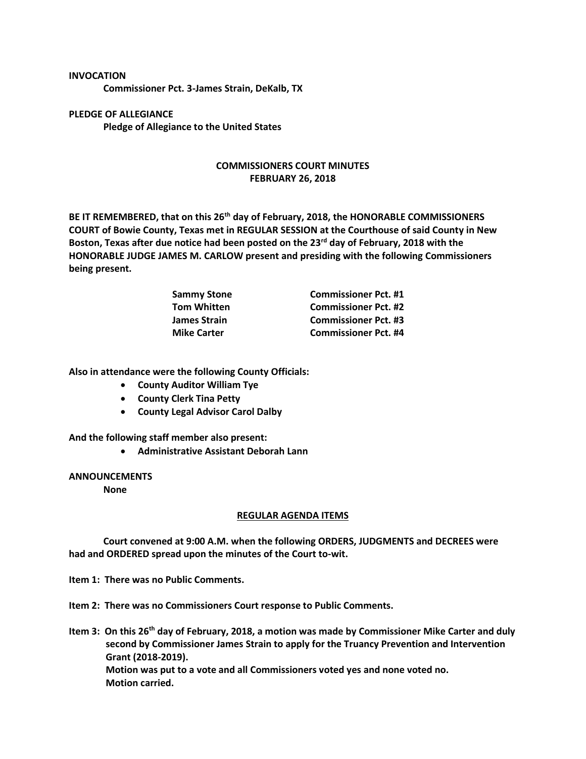**INVOCATION**

**Commissioner Pct. 3-James Strain, DeKalb, TX**

**PLEDGE OF ALLEGIANCE**

**Pledge of Allegiance to the United States**

## COMMISSIONERS COURT MINUTES
## FEBRUARY 26, 2018

**BE IT REMEMBERED, that on this 26th day of February, 2018, the HONORABLE COMMISSIONERS COURT of Bowie County, Texas met in REGULAR SESSION at the Courthouse of said County in New Boston, Texas after due notice had been posted on the 23rd day of February, 2018 with the HONORABLE JUDGE JAMES M. CARLOW present and presiding with the following Commissioners being present.**

| | |
|---|---|
| **Sammy Stone** | **Commissioner Pct. #1** |
| **Tom Whitten** | **Commissioner Pct. #2** |
| **James Strain** | **Commissioner Pct. #3** |
| **Mike Carter** | **Commissioner Pct. #4** |

**Also in attendance were the following County Officials:**

- **County Auditor William Tye**
- **County Clerk Tina Petty**
- **County Legal Advisor Carol Dalby**

**And the following staff member also present:**

- **Administrative Assistant Deborah Lann**

**ANNOUNCEMENTS**

**None**

## REGULAR AGENDA ITEMS

**Court convened at 9:00 A.M. when the following ORDERS, JUDGMENTS and DECREES were had and ORDERED spread upon the minutes of the Court to-wit.**

**Item 1: There was no Public Comments.**

**Item 2: There was no Commissioners Court response to Public Comments.**

**Item 3: On this 26th day of February, 2018, a motion was made by Commissioner Mike Carter and duly second by Commissioner James Strain to apply for the Truancy Prevention and Intervention Grant (2018-2019).**
**Motion was put to a vote and all Commissioners voted yes and none voted no.**
**Motion carried.**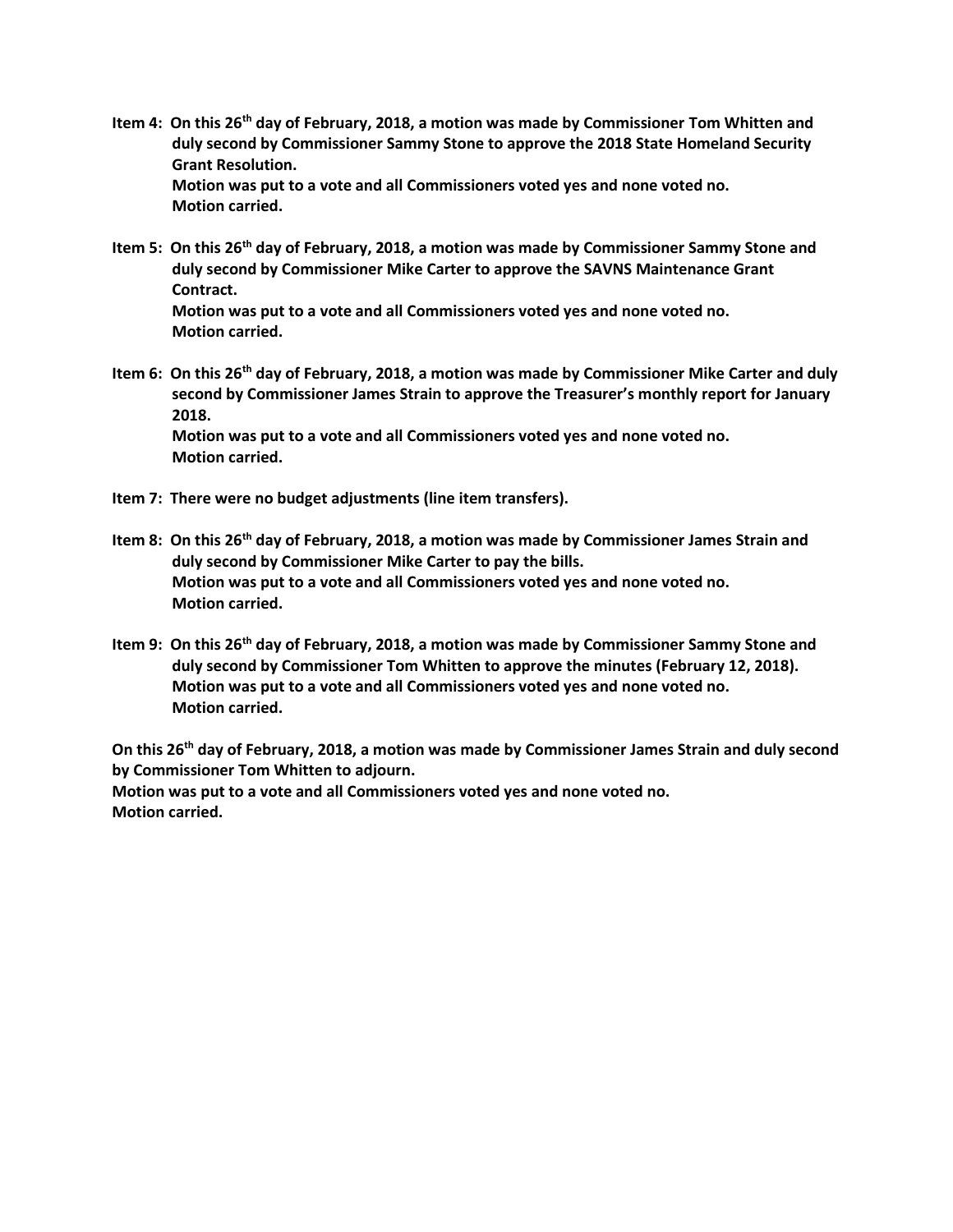**Item 4: On this 26th day of February, 2018, a motion was made by Commissioner Tom Whitten and duly second by Commissioner Sammy Stone to approve the 2018 State Homeland Security Grant Resolution.**
**Motion was put to a vote and all Commissioners voted yes and none voted no.**
**Motion carried.**

**Item 5: On this 26th day of February, 2018, a motion was made by Commissioner Sammy Stone and duly second by Commissioner Mike Carter to approve the SAVNS Maintenance Grant Contract.**
**Motion was put to a vote and all Commissioners voted yes and none voted no.**
**Motion carried.**

**Item 6: On this 26th day of February, 2018, a motion was made by Commissioner Mike Carter and duly second by Commissioner James Strain to approve the Treasurer's monthly report for January 2018.**
**Motion was put to a vote and all Commissioners voted yes and none voted no.**
**Motion carried.**

**Item 7: There were no budget adjustments (line item transfers).**

**Item 8: On this 26th day of February, 2018, a motion was made by Commissioner James Strain and duly second by Commissioner Mike Carter to pay the bills.**
**Motion was put to a vote and all Commissioners voted yes and none voted no.**
**Motion carried.**

**Item 9: On this 26th day of February, 2018, a motion was made by Commissioner Sammy Stone and duly second by Commissioner Tom Whitten to approve the minutes (February 12, 2018).**
**Motion was put to a vote and all Commissioners voted yes and none voted no.**
**Motion carried.**

**On this 26th day of February, 2018, a motion was made by Commissioner James Strain and duly second by Commissioner Tom Whitten to adjourn.**
**Motion was put to a vote and all Commissioners voted yes and none voted no.**
**Motion carried.**